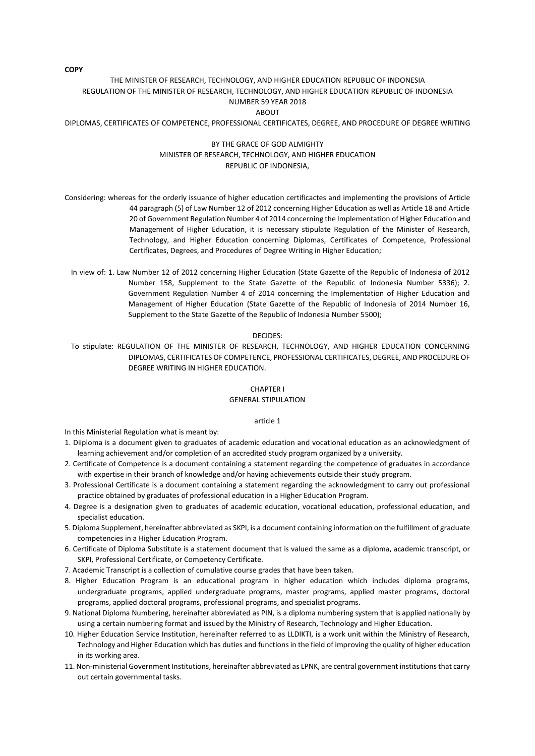**COPY**

THE MINISTER OF RESEARCH, TECHNOLOGY, AND HIGHER EDUCATION REPUBLIC OF INDONESIA
REGULATION OF THE MINISTER OF RESEARCH, TECHNOLOGY, AND HIGHER EDUCATION REPUBLIC OF INDONESIA
NUMBER 59 YEAR 2018
ABOUT
DIPLOMAS, CERTIFICATES OF COMPETENCE, PROFESSIONAL CERTIFICATES, DEGREE, AND PROCEDURE OF DEGREE WRITING

BY THE GRACE OF GOD ALMIGHTY
MINISTER OF RESEARCH, TECHNOLOGY, AND HIGHER EDUCATION
REPUBLIC OF INDONESIA,

Considering: whereas for the orderly issuance of higher education certificactes and implementing the provisions of Article 44 paragraph (5) of Law Number 12 of 2012 concerning Higher Education as well as Article 18 and Article 20 of Government Regulation Number 4 of 2014 concerning the Implementation of Higher Education and Management of Higher Education, it is necessary stipulate Regulation of the Minister of Research, Technology, and Higher Education concerning Diplomas, Certificates of Competence, Professional Certificates, Degrees, and Procedures of Degree Writing in Higher Education;

In view of: 1. Law Number 12 of 2012 concerning Higher Education (State Gazette of the Republic of Indonesia of 2012 Number 158, Supplement to the State Gazette of the Republic of Indonesia Number 5336); 2. Government Regulation Number 4 of 2014 concerning the Implementation of Higher Education and Management of Higher Education (State Gazette of the Republic of Indonesia of 2014 Number 16, Supplement to the State Gazette of the Republic of Indonesia Number 5500);

DECIDES:

To stipulate: REGULATION OF THE MINISTER OF RESEARCH, TECHNOLOGY, AND HIGHER EDUCATION CONCERNING DIPLOMAS, CERTIFICATES OF COMPETENCE, PROFESSIONAL CERTIFICATES, DEGREE, AND PROCEDURE OF DEGREE WRITING IN HIGHER EDUCATION.

## CHAPTER I
## GENERAL STIPULATION

### article 1

In this Ministerial Regulation what is meant by:

1. Diiploma is a document given to graduates of academic education and vocational education as an acknowledgment of learning achievement and/or completion of an accredited study program organized by a university.
2. Certificate of Competence is a document containing a statement regarding the competence of graduates in accordance with expertise in their branch of knowledge and/or having achievements outside their study program.
3. Professional Certificate is a document containing a statement regarding the acknowledgment to carry out professional practice obtained by graduates of professional education in a Higher Education Program.
4. Degree is a designation given to graduates of academic education, vocational education, professional education, and specialist education.
5. Diploma Supplement, hereinafter abbreviated as SKPI, is a document containing information on the fulfillment of graduate competencies in a Higher Education Program.
6. Certificate of Diploma Substitute is a statement document that is valued the same as a diploma, academic transcript, or SKPI, Professional Certificate, or Competency Certificate.
7. Academic Transcript is a collection of cumulative course grades that have been taken.
8. Higher Education Program is an educational program in higher education which includes diploma programs, undergraduate programs, applied undergraduate programs, master programs, applied master programs, doctoral programs, applied doctoral programs, professional programs, and specialist programs.
9. National Diploma Numbering, hereinafter abbreviated as PIN, is a diploma numbering system that is applied nationally by using a certain numbering format and issued by the Ministry of Research, Technology and Higher Education.
10. Higher Education Service Institution, hereinafter referred to as LLDIKTI, is a work unit within the Ministry of Research, Technology and Higher Education which has duties and functions in the field of improving the quality of higher education in its working area.
11. Non-ministerial Government Institutions, hereinafter abbreviated as LPNK, are central government institutions that carry out certain governmental tasks.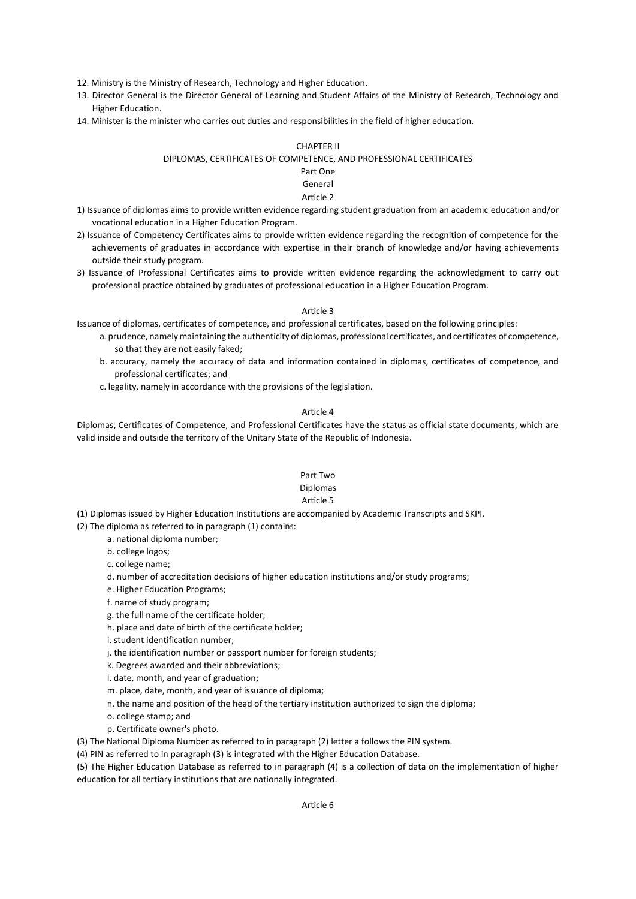12. Ministry is the Ministry of Research, Technology and Higher Education.
13. Director General is the Director General of Learning and Student Affairs of the Ministry of Research, Technology and Higher Education.
14. Minister is the minister who carries out duties and responsibilities in the field of higher education.

## CHAPTER II
## DIPLOMAS, CERTIFICATES OF COMPETENCE, AND PROFESSIONAL CERTIFICATES

### Part One
### General
### Article 2

1) Issuance of diplomas aims to provide written evidence regarding student graduation from an academic education and/or vocational education in a Higher Education Program.
2) Issuance of Competency Certificates aims to provide written evidence regarding the recognition of competence for the achievements of graduates in accordance with expertise in their branch of knowledge and/or having achievements outside their study program.
3) Issuance of Professional Certificates aims to provide written evidence regarding the acknowledgment to carry out professional practice obtained by graduates of professional education in a Higher Education Program.

### Article 3

Issuance of diplomas, certificates of competence, and professional certificates, based on the following principles:

a. prudence, namely maintaining the authenticity of diplomas, professional certificates, and certificates of competence, so that they are not easily faked;
b. accuracy, namely the accuracy of data and information contained in diplomas, certificates of competence, and professional certificates; and
c. legality, namely in accordance with the provisions of the legislation.

### Article 4

Diplomas, Certificates of Competence, and Professional Certificates have the status as official state documents, which are valid inside and outside the territory of the Unitary State of the Republic of Indonesia.

### Part Two
### Diplomas
### Article 5

(1) Diplomas issued by Higher Education Institutions are accompanied by Academic Transcripts and SKPI.
(2) The diploma as referred to in paragraph (1) contains:

a. national diploma number;
b. college logos;
c. college name;
d. number of accreditation decisions of higher education institutions and/or study programs;
e. Higher Education Programs;
f. name of study program;
g. the full name of the certificate holder;
h. place and date of birth of the certificate holder;
i. student identification number;
j. the identification number or passport number for foreign students;
k. Degrees awarded and their abbreviations;
l. date, month, and year of graduation;
m. place, date, month, and year of issuance of diploma;
n. the name and position of the head of the tertiary institution authorized to sign the diploma;
o. college stamp; and
p. Certificate owner's photo.

(3) The National Diploma Number as referred to in paragraph (2) letter a follows the PIN system.
(4) PIN as referred to in paragraph (3) is integrated with the Higher Education Database.
(5) The Higher Education Database as referred to in paragraph (4) is a collection of data on the implementation of higher education for all tertiary institutions that are nationally integrated.

### Article 6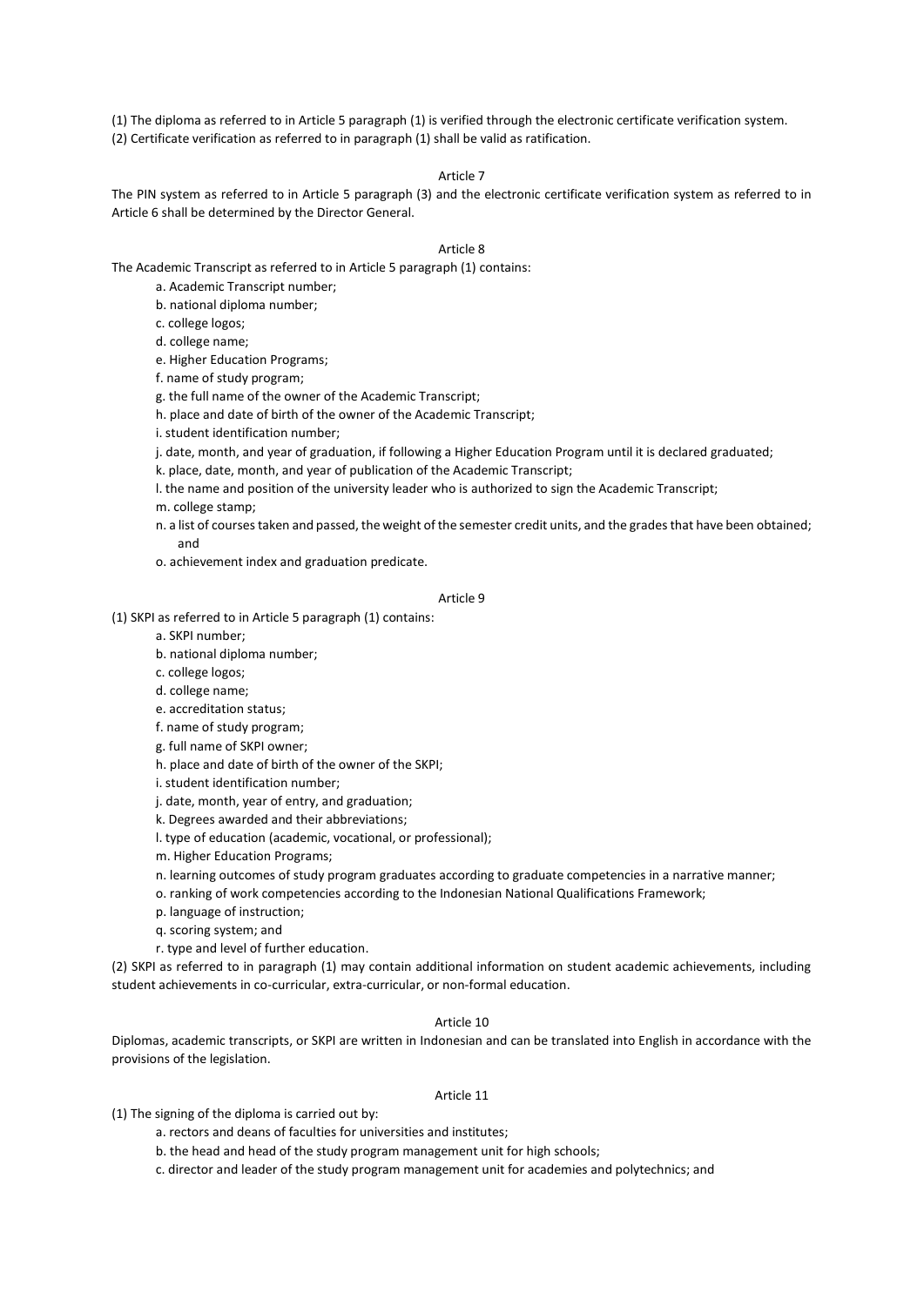(1) The diploma as referred to in Article 5 paragraph (1) is verified through the electronic certificate verification system.

(2) Certificate verification as referred to in paragraph (1) shall be valid as ratification.

Article 7

The PIN system as referred to in Article 5 paragraph (3) and the electronic certificate verification system as referred to in Article 6 shall be determined by the Director General.

Article 8

The Academic Transcript as referred to in Article 5 paragraph (1) contains:

a. Academic Transcript number;

b. national diploma number;

c. college logos;

d. college name;

e. Higher Education Programs;

f. name of study program;

g. the full name of the owner of the Academic Transcript;

h. place and date of birth of the owner of the Academic Transcript;

i. student identification number;

j. date, month, and year of graduation, if following a Higher Education Program until it is declared graduated;

k. place, date, month, and year of publication of the Academic Transcript;

l. the name and position of the university leader who is authorized to sign the Academic Transcript;

m. college stamp;

n. a list of courses taken and passed, the weight of the semester credit units, and the grades that have been obtained; and

o. achievement index and graduation predicate.

Article 9

(1) SKPI as referred to in Article 5 paragraph (1) contains:

a. SKPI number;

b. national diploma number;

c. college logos;

d. college name;

e. accreditation status;

f. name of study program;

g. full name of SKPI owner;

h. place and date of birth of the owner of the SKPI;

i. student identification number;

j. date, month, year of entry, and graduation;

k. Degrees awarded and their abbreviations;

l. type of education (academic, vocational, or professional);

m. Higher Education Programs;

n. learning outcomes of study program graduates according to graduate competencies in a narrative manner;

o. ranking of work competencies according to the Indonesian National Qualifications Framework;

p. language of instruction;

q. scoring system; and

r. type and level of further education.

(2) SKPI as referred to in paragraph (1) may contain additional information on student academic achievements, including student achievements in co-curricular, extra-curricular, or non-formal education.

Article 10

Diplomas, academic transcripts, or SKPI are written in Indonesian and can be translated into English in accordance with the provisions of the legislation.

Article 11

(1) The signing of the diploma is carried out by:

a. rectors and deans of faculties for universities and institutes;

b. the head and head of the study program management unit for high schools;

c. director and leader of the study program management unit for academies and polytechnics; and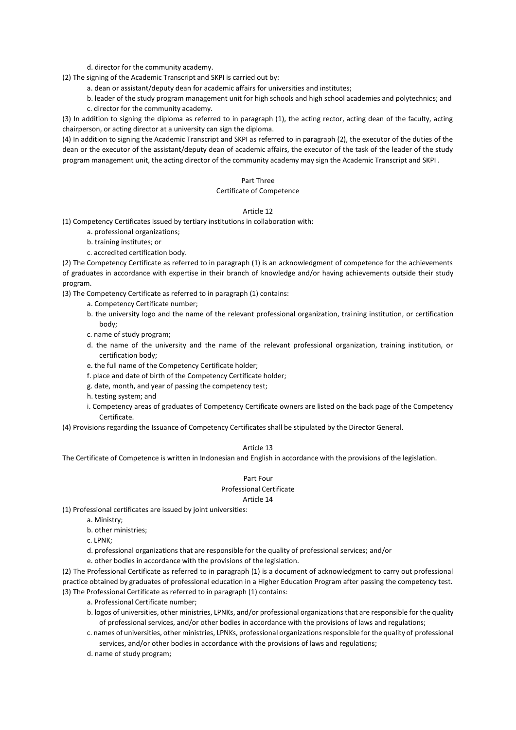d. director for the community academy.

(2) The signing of the Academic Transcript and SKPI is carried out by:

a. dean or assistant/deputy dean for academic affairs for universities and institutes;

b. leader of the study program management unit for high schools and high school academies and polytechnics; and

c. director for the community academy.

(3) In addition to signing the diploma as referred to in paragraph (1), the acting rector, acting dean of the faculty, acting chairperson, or acting director at a university can sign the diploma.

(4) In addition to signing the Academic Transcript and SKPI as referred to in paragraph (2), the executor of the duties of the dean or the executor of the assistant/deputy dean of academic affairs, the executor of the task of the leader of the study program management unit, the acting director of the community academy may sign the Academic Transcript and SKPI .

## Part Three
## Certificate of Competence

### Article 12

(1) Competency Certificates issued by tertiary institutions in collaboration with:

a. professional organizations;

b. training institutes; or

c. accredited certification body.

(2) The Competency Certificate as referred to in paragraph (1) is an acknowledgment of competence for the achievements of graduates in accordance with expertise in their branch of knowledge and/or having achievements outside their study program.

(3) The Competency Certificate as referred to in paragraph (1) contains:

a. Competency Certificate number;

b. the university logo and the name of the relevant professional organization, training institution, or certification body;

c. name of study program;

d. the name of the university and the name of the relevant professional organization, training institution, or certification body;

e. the full name of the Competency Certificate holder;

f. place and date of birth of the Competency Certificate holder;

g. date, month, and year of passing the competency test;

h. testing system; and

i. Competency areas of graduates of Competency Certificate owners are listed on the back page of the Competency Certificate.

(4) Provisions regarding the Issuance of Competency Certificates shall be stipulated by the Director General.

### Article 13

The Certificate of Competence is written in Indonesian and English in accordance with the provisions of the legislation.

## Part Four
## Professional Certificate

### Article 14

(1) Professional certificates are issued by joint universities:

a. Ministry;

b. other ministries;

c. LPNK;

d. professional organizations that are responsible for the quality of professional services; and/or

e. other bodies in accordance with the provisions of the legislation.

(2) The Professional Certificate as referred to in paragraph (1) is a document of acknowledgment to carry out professional practice obtained by graduates of professional education in a Higher Education Program after passing the competency test.

(3) The Professional Certificate as referred to in paragraph (1) contains:

a. Professional Certificate number;

b. logos of universities, other ministries, LPNKs, and/or professional organizations that are responsible for the quality of professional services, and/or other bodies in accordance with the provisions of laws and regulations;

c. names of universities, other ministries, LPNKs, professional organizations responsible for the quality of professional services, and/or other bodies in accordance with the provisions of laws and regulations;

d. name of study program;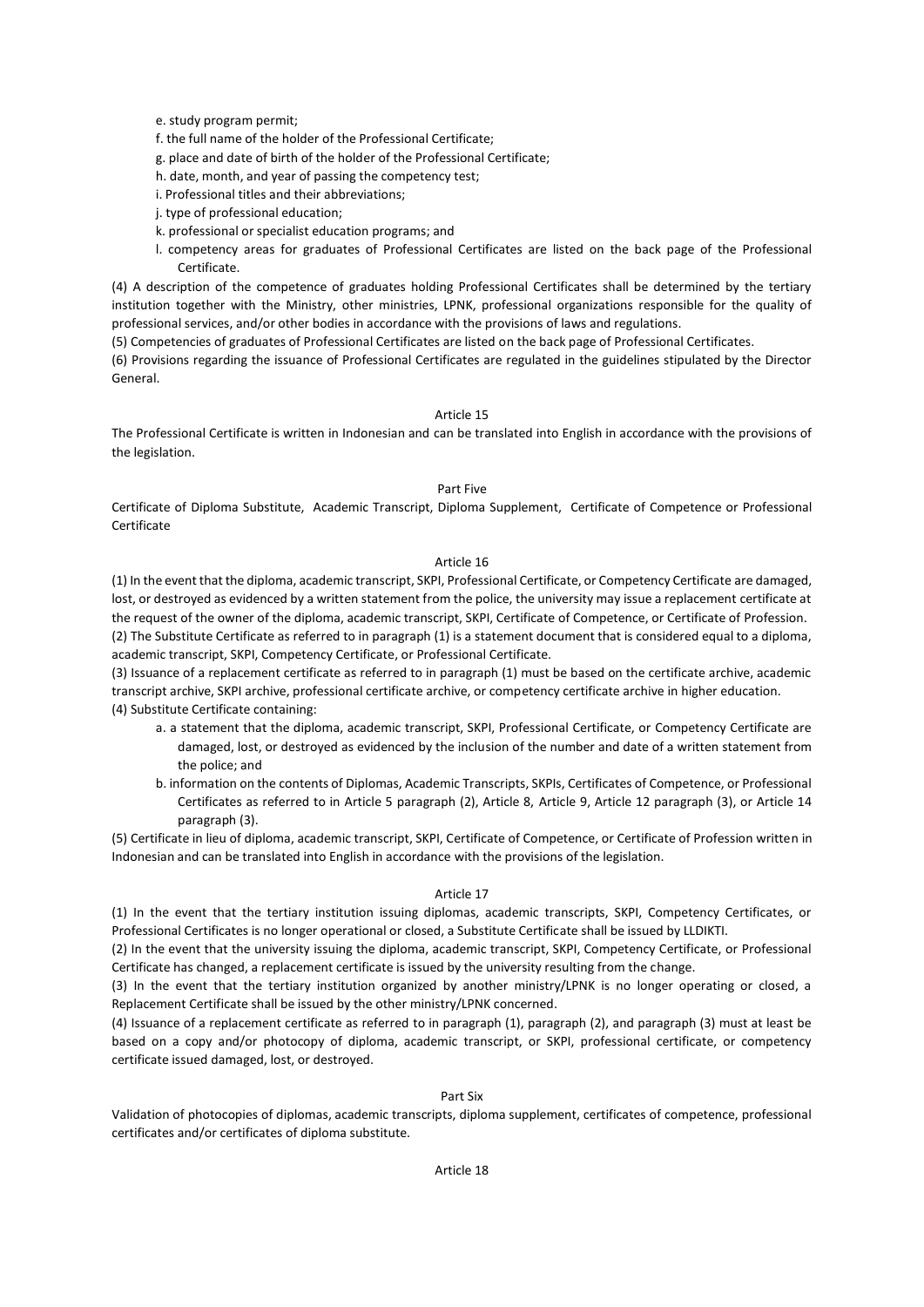e. study program permit;

f. the full name of the holder of the Professional Certificate;

g. place and date of birth of the holder of the Professional Certificate;

h. date, month, and year of passing the competency test;

i. Professional titles and their abbreviations;

j. type of professional education;

k. professional or specialist education programs; and

l. competency areas for graduates of Professional Certificates are listed on the back page of the Professional Certificate.

(4) A description of the competence of graduates holding Professional Certificates shall be determined by the tertiary institution together with the Ministry, other ministries, LPNK, professional organizations responsible for the quality of professional services, and/or other bodies in accordance with the provisions of laws and regulations.

(5) Competencies of graduates of Professional Certificates are listed on the back page of Professional Certificates.

(6) Provisions regarding the issuance of Professional Certificates are regulated in the guidelines stipulated by the Director General.

Article 15

The Professional Certificate is written in Indonesian and can be translated into English in accordance with the provisions of the legislation.

Part Five

Certificate of Diploma Substitute, Academic Transcript, Diploma Supplement, Certificate of Competence or Professional Certificate

Article 16

(1) In the event that the diploma, academic transcript, SKPI, Professional Certificate, or Competency Certificate are damaged, lost, or destroyed as evidenced by a written statement from the police, the university may issue a replacement certificate at the request of the owner of the diploma, academic transcript, SKPI, Certificate of Competence, or Certificate of Profession.

(2) The Substitute Certificate as referred to in paragraph (1) is a statement document that is considered equal to a diploma, academic transcript, SKPI, Competency Certificate, or Professional Certificate.

(3) Issuance of a replacement certificate as referred to in paragraph (1) must be based on the certificate archive, academic transcript archive, SKPI archive, professional certificate archive, or competency certificate archive in higher education.

(4) Substitute Certificate containing:

a. a statement that the diploma, academic transcript, SKPI, Professional Certificate, or Competency Certificate are damaged, lost, or destroyed as evidenced by the inclusion of the number and date of a written statement from the police; and

b. information on the contents of Diplomas, Academic Transcripts, SKPIs, Certificates of Competence, or Professional Certificates as referred to in Article 5 paragraph (2), Article 8, Article 9, Article 12 paragraph (3), or Article 14 paragraph (3).

(5) Certificate in lieu of diploma, academic transcript, SKPI, Certificate of Competence, or Certificate of Profession written in Indonesian and can be translated into English in accordance with the provisions of the legislation.

Article 17

(1) In the event that the tertiary institution issuing diplomas, academic transcripts, SKPI, Competency Certificates, or Professional Certificates is no longer operational or closed, a Substitute Certificate shall be issued by LLDIKTI.

(2) In the event that the university issuing the diploma, academic transcript, SKPI, Competency Certificate, or Professional Certificate has changed, a replacement certificate is issued by the university resulting from the change.

(3) In the event that the tertiary institution organized by another ministry/LPNK is no longer operating or closed, a Replacement Certificate shall be issued by the other ministry/LPNK concerned.

(4) Issuance of a replacement certificate as referred to in paragraph (1), paragraph (2), and paragraph (3) must at least be based on a copy and/or photocopy of diploma, academic transcript, or SKPI, professional certificate, or competency certificate issued damaged, lost, or destroyed.

Part Six

Validation of photocopies of diplomas, academic transcripts, diploma supplement, certificates of competence, professional certificates and/or certificates of diploma substitute.

Article 18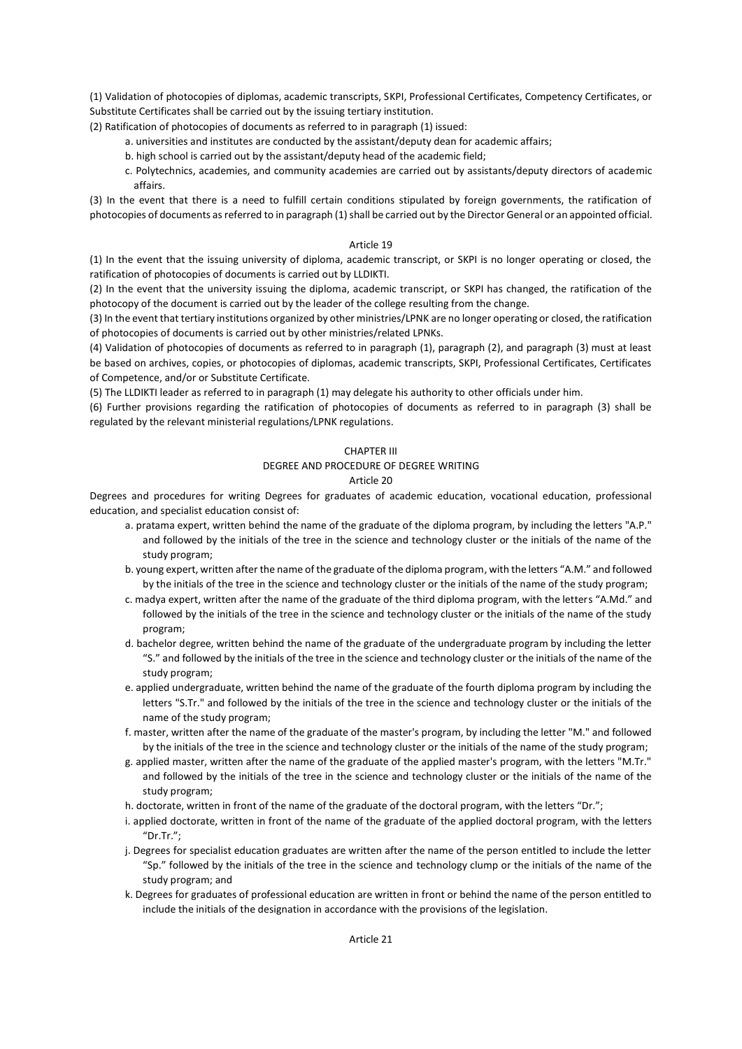(1) Validation of photocopies of diplomas, academic transcripts, SKPI, Professional Certificates, Competency Certificates, or Substitute Certificates shall be carried out by the issuing tertiary institution.

(2) Ratification of photocopies of documents as referred to in paragraph (1) issued:

a. universities and institutes are conducted by the assistant/deputy dean for academic affairs;

b. high school is carried out by the assistant/deputy head of the academic field;

c. Polytechnics, academies, and community academies are carried out by assistants/deputy directors of academic affairs.

(3) In the event that there is a need to fulfill certain conditions stipulated by foreign governments, the ratification of photocopies of documents as referred to in paragraph (1) shall be carried out by the Director General or an appointed official.

Article 19

(1) In the event that the issuing university of diploma, academic transcript, or SKPI is no longer operating or closed, the ratification of photocopies of documents is carried out by LLDIKTI.

(2) In the event that the university issuing the diploma, academic transcript, or SKPI has changed, the ratification of the photocopy of the document is carried out by the leader of the college resulting from the change.

(3) In the event that tertiary institutions organized by other ministries/LPNK are no longer operating or closed, the ratification of photocopies of documents is carried out by other ministries/related LPNKs.

(4) Validation of photocopies of documents as referred to in paragraph (1), paragraph (2), and paragraph (3) must at least be based on archives, copies, or photocopies of diplomas, academic transcripts, SKPI, Professional Certificates, Certificates of Competence, and/or or Substitute Certificate.

(5) The LLDIKTI leader as referred to in paragraph (1) may delegate his authority to other officials under him.

(6) Further provisions regarding the ratification of photocopies of documents as referred to in paragraph (3) shall be regulated by the relevant ministerial regulations/LPNK regulations.

CHAPTER III

DEGREE AND PROCEDURE OF DEGREE WRITING

Article 20

Degrees and procedures for writing Degrees for graduates of academic education, vocational education, professional education, and specialist education consist of:

a. pratama expert, written behind the name of the graduate of the diploma program, by including the letters "A.P." and followed by the initials of the tree in the science and technology cluster or the initials of the name of the study program;

b. young expert, written after the name of the graduate of the diploma program, with the letters "A.M." and followed by the initials of the tree in the science and technology cluster or the initials of the name of the study program;

c. madya expert, written after the name of the graduate of the third diploma program, with the letters "A.Md." and followed by the initials of the tree in the science and technology cluster or the initials of the name of the study program;

d. bachelor degree, written behind the name of the graduate of the undergraduate program by including the letter "S." and followed by the initials of the tree in the science and technology cluster or the initials of the name of the study program;

e. applied undergraduate, written behind the name of the graduate of the fourth diploma program by including the letters "S.Tr." and followed by the initials of the tree in the science and technology cluster or the initials of the name of the study program;

f. master, written after the name of the graduate of the master's program, by including the letter "M." and followed by the initials of the tree in the science and technology cluster or the initials of the name of the study program;

g. applied master, written after the name of the graduate of the applied master's program, with the letters "M.Tr." and followed by the initials of the tree in the science and technology cluster or the initials of the name of the study program;

h. doctorate, written in front of the name of the graduate of the doctoral program, with the letters "Dr.";

i. applied doctorate, written in front of the name of the graduate of the applied doctoral program, with the letters "Dr.Tr.";

j. Degrees for specialist education graduates are written after the name of the person entitled to include the letter "Sp." followed by the initials of the tree in the science and technology clump or the initials of the name of the study program; and

k. Degrees for graduates of professional education are written in front or behind the name of the person entitled to include the initials of the designation in accordance with the provisions of the legislation.

Article 21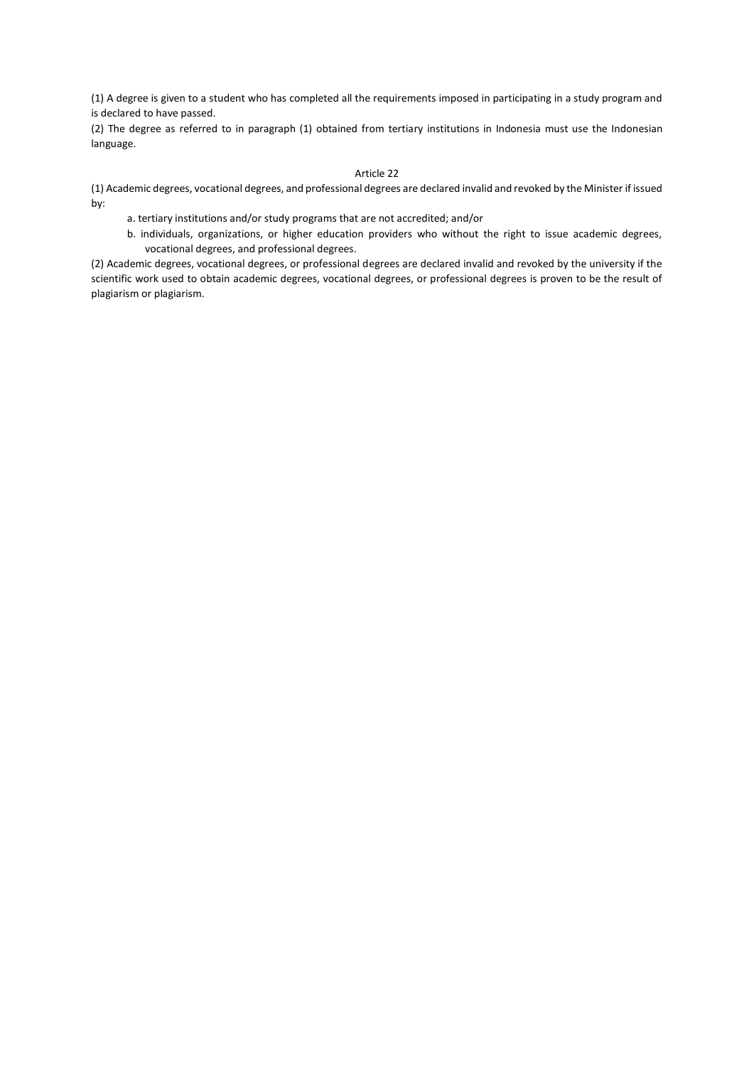(1) A degree is given to a student who has completed all the requirements imposed in participating in a study program and is declared to have passed.

(2) The degree as referred to in paragraph (1) obtained from tertiary institutions in Indonesia must use the Indonesian language.

Article 22

(1) Academic degrees, vocational degrees, and professional degrees are declared invalid and revoked by the Minister if issued by:

a. tertiary institutions and/or study programs that are not accredited; and/or

b. individuals, organizations, or higher education providers who without the right to issue academic degrees, vocational degrees, and professional degrees.

(2) Academic degrees, vocational degrees, or professional degrees are declared invalid and revoked by the university if the scientific work used to obtain academic degrees, vocational degrees, or professional degrees is proven to be the result of plagiarism or plagiarism.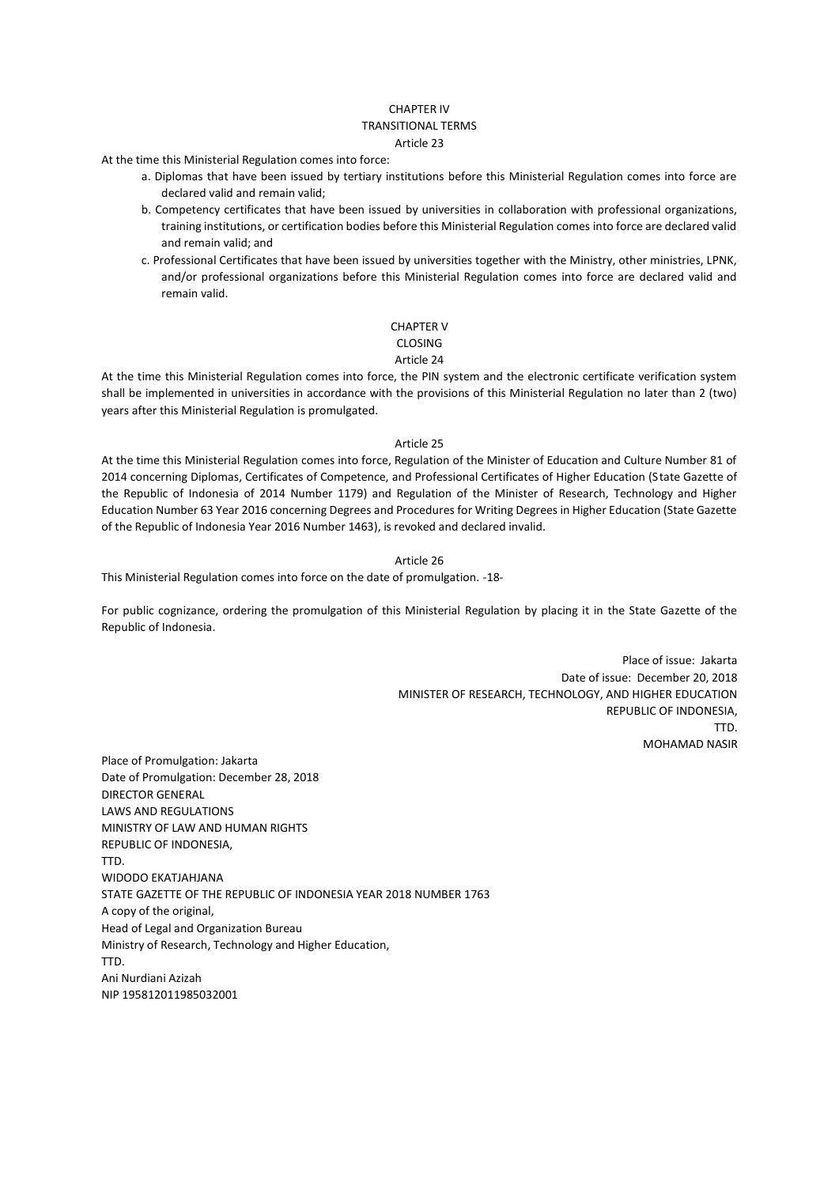## CHAPTER IV
## TRANSITIONAL TERMS
### Article 23

At the time this Ministerial Regulation comes into force:

a. Diplomas that have been issued by tertiary institutions before this Ministerial Regulation comes into force are declared valid and remain valid;

b. Competency certificates that have been issued by universities in collaboration with professional organizations, training institutions, or certification bodies before this Ministerial Regulation comes into force are declared valid and remain valid; and

c. Professional Certificates that have been issued by universities together with the Ministry, other ministries, LPNK, and/or professional organizations before this Ministerial Regulation comes into force are declared valid and remain valid.

## CHAPTER V
## CLOSING
### Article 24

At the time this Ministerial Regulation comes into force, the PIN system and the electronic certificate verification system shall be implemented in universities in accordance with the provisions of this Ministerial Regulation no later than 2 (two) years after this Ministerial Regulation is promulgated.

### Article 25

At the time this Ministerial Regulation comes into force, Regulation of the Minister of Education and Culture Number 81 of 2014 concerning Diplomas, Certificates of Competence, and Professional Certificates of Higher Education (State Gazette of the Republic of Indonesia of 2014 Number 1179) and Regulation of the Minister of Research, Technology and Higher Education Number 63 Year 2016 concerning Degrees and Procedures for Writing Degrees in Higher Education (State Gazette of the Republic of Indonesia Year 2016 Number 1463), is revoked and declared invalid.

### Article 26

This Ministerial Regulation comes into force on the date of promulgation. -18-

For public cognizance, ordering the promulgation of this Ministerial Regulation by placing it in the State Gazette of the Republic of Indonesia.

Place of issue: Jakarta
Date of issue: December 20, 2018
MINISTER OF RESEARCH, TECHNOLOGY, AND HIGHER EDUCATION
REPUBLIC OF INDONESIA,
TTD.
MOHAMAD NASIR

Place of Promulgation: Jakarta
Date of Promulgation: December 28, 2018
DIRECTOR GENERAL
LAWS AND REGULATIONS
MINISTRY OF LAW AND HUMAN RIGHTS
REPUBLIC OF INDONESIA,
TTD.
WIDODO EKATJAHJANA
STATE GAZETTE OF THE REPUBLIC OF INDONESIA YEAR 2018 NUMBER 1763
A copy of the original,
Head of Legal and Organization Bureau
Ministry of Research, Technology and Higher Education,
TTD.
Ani Nurdiani Azizah
NIP 195812011985032001